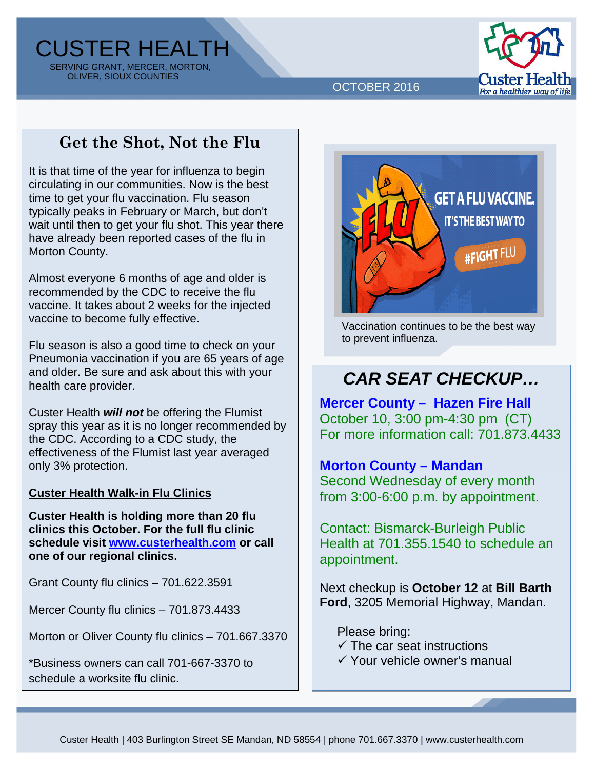# CUSTER HEALTH

SERVING GRANT, MERCER, MORTON, OLIVER, SIOUX COUNTIES

OCTOBER 2016

## Get the Shot, Not the Flu

It is that time of the year for influenza to begin circulating in our communities. Now is the best time to get your flu vaccination. Flu season typically peaks in February or March, but don't wait until then to get your flu shot. This year there have already been reported cases of the flu in Morton County.

Almost everyone 6 months of age and older is recommended by the CDC to receive the flu vaccine. It takes about 2 weeks for the injected vaccine to become fully effective.

Flu season is also a good time to check on your Pneumonia vaccination if you are 65 years of age and older. Be sure and ask about this with your health care provider.

Custer Health ***will not*** be offering the Flumist spray this year as it is no longer recommended by the CDC. According to a CDC study, the effectiveness of the Flumist last year averaged only 3% protection.

### Custer Health Walk-in Flu Clinics

**Custer Health is holding more than 20 flu clinics this October. For the full flu clinic schedule visit www.custerhealth.com or call one of our regional clinics.**

Grant County flu clinics – 701.622.3591

Mercer County flu clinics – 701.873.4433

Morton or Oliver County flu clinics – 701.667.3370

*Business owners can call 701-667-3370 to schedule a worksite flu clinic.

Vaccination continues to be the best way to prevent influenza.

## *CAR SEAT CHECKUP…*

**Mercer County – Hazen Fire Hall**
October 10, 3:00 pm-4:30 pm (CT)
For more information call: 701.873.4433

**Morton County – Mandan**
Second Wednesday of every month from 3:00-6:00 p.m. by appointment.

Contact: Bismarck-Burleigh Public Health at 701.355.1540 to schedule an appointment.

Next checkup is **October 12** at **Bill Barth Ford**, 3205 Memorial Highway, Mandan.

Please bring:
- ✓ The car seat instructions
- ✓ Your vehicle owner's manual

Custer Health | 403 Burlington Street SE Mandan, ND 58554 | phone 701.667.3370 | www.custerhealth.com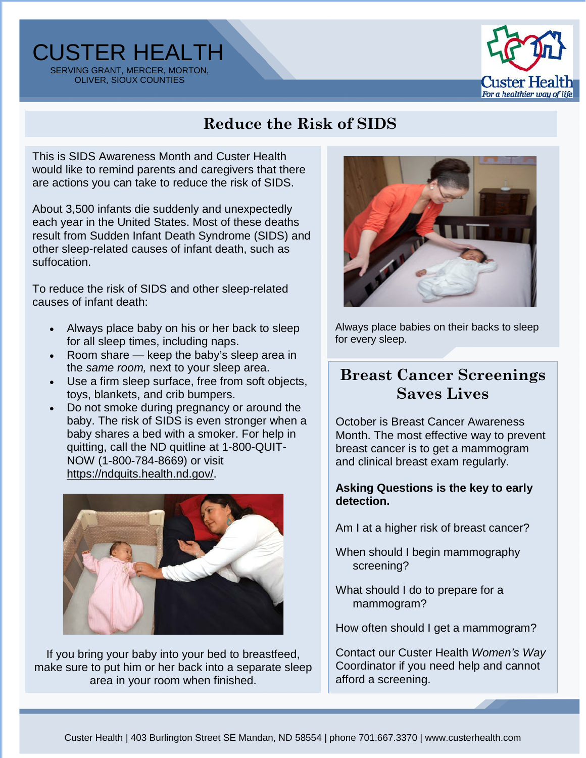# CUSTER HEALTH

SERVING GRANT, MERCER, MORTON, OLIVER, SIOUX COUNTIES

Custer Health
*For a healthier way of life*

## Reduce the Risk of SIDS

This is SIDS Awareness Month and Custer Health would like to remind parents and caregivers that there are actions you can take to reduce the risk of SIDS.

About 3,500 infants die suddenly and unexpectedly each year in the United States. Most of these deaths result from Sudden Infant Death Syndrome (SIDS) and other sleep-related causes of infant death, such as suffocation.

To reduce the risk of SIDS and other sleep-related causes of infant death:

- Always place baby on his or her back to sleep for all sleep times, including naps.
- Room share — keep the baby's sleep area in the *same room,* next to your sleep area.
- Use a firm sleep surface, free from soft objects, toys, blankets, and crib bumpers.
- Do not smoke during pregnancy or around the baby. The risk of SIDS is even stronger when a baby shares a bed with a smoker. For help in quitting, call the ND quitline at 1-800-QUIT-NOW (1-800-784-8669) or visit https://ndquits.health.nd.gov/.

If you bring your baby into your bed to breastfeed, make sure to put him or her back into a separate sleep area in your room when finished.

Always place babies on their backs to sleep for every sleep.

## Breast Cancer Screenings Saves Lives

October is Breast Cancer Awareness Month. The most effective way to prevent breast cancer is to get a mammogram and clinical breast exam regularly.

**Asking Questions is the key to early detection.**

Am I at a higher risk of breast cancer?

When should I begin mammography screening?

What should I do to prepare for a mammogram?

How often should I get a mammogram?

Contact our Custer Health *Women's Way* Coordinator if you need help and cannot afford a screening.

Custer Health | 403 Burlington Street SE Mandan, ND 58554 | phone 701.667.3370 | www.custerhealth.com